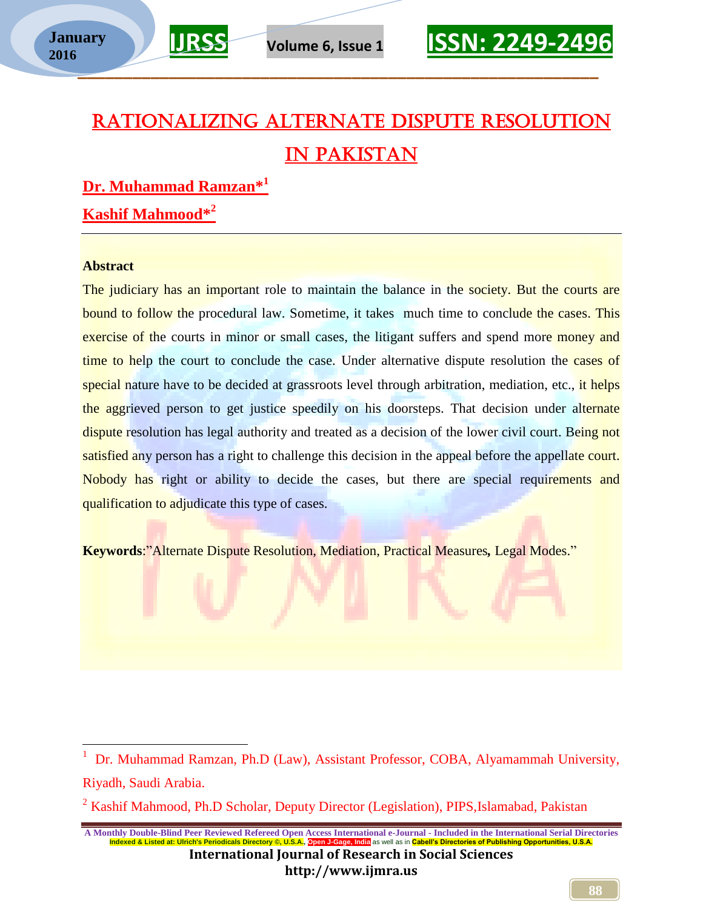# RATIONALIZING ALTERNATE DISPUTE RESOLUTION IN PAKISTAN

**Dr. Muhammad Ramzan*[1]**

**Kashif Mahmood*[2]**

---

**Abstract**

The judiciary has an important role to maintain the balance in the society. But the courts are bound to follow the procedural law. Sometime, it takes much time to conclude the cases. This exercise of the courts in minor or small cases, the litigant suffers and spend more money and time to help the court to conclude the case. Under alternative dispute resolution the cases of special nature have to be decided at grassroots level through arbitration, mediation, etc., it helps the aggrieved person to get justice speedily on his doorsteps. That decision under alternate dispute resolution has legal authority and treated as a decision of the lower civil court. Being not satisfied any person has a right to challenge this decision in the appeal before the appellate court. Nobody has right or ability to decide the cases, but there are special requirements and qualification to adjudicate this type of cases.

**Keywords**:"Alternate Dispute Resolution, Mediation, Practical Measures**,** Legal Modes."

---

[1] Dr. Muhammad Ramzan, Ph.D (Law), Assistant Professor, COBA, Alyamammah University, Riyadh, Saudi Arabia.

[2] Kashif Mahmood, Ph.D Scholar, Deputy Director (Legislation), PIPS,Islamabad, Pakistan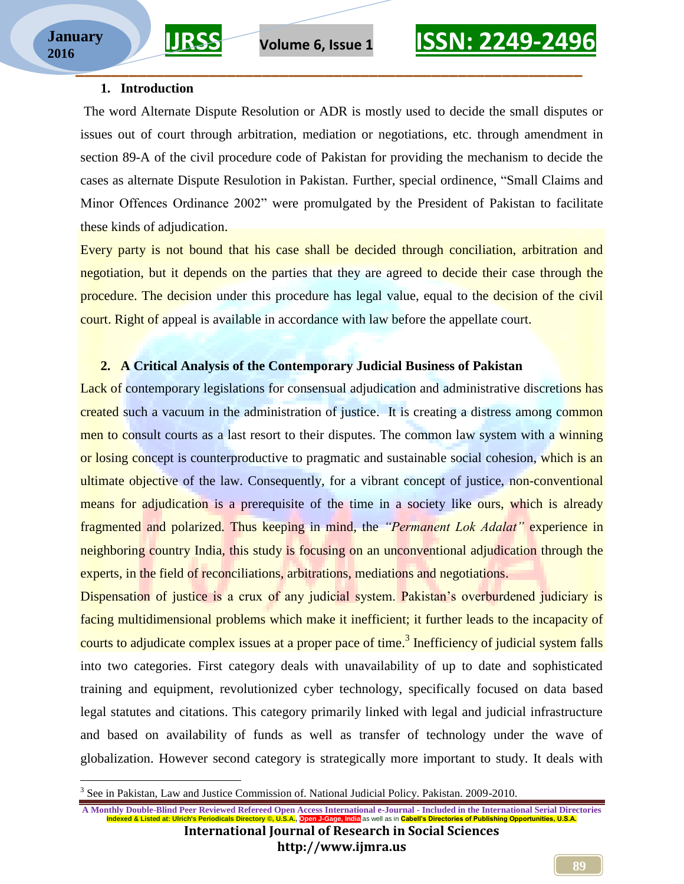## 1. Introduction

The word Alternate Dispute Resolution or ADR is mostly used to decide the small disputes or issues out of court through arbitration, mediation or negotiations, etc. through amendment in section 89-A of the civil procedure code of Pakistan for providing the mechanism to decide the cases as alternate Dispute Resulotion in Pakistan. Further, special ordinence, "Small Claims and Minor Offences Ordinance 2002" were promulgated by the President of Pakistan to facilitate these kinds of adjudication.

Every party is not bound that his case shall be decided through conciliation, arbitration and negotiation, but it depends on the parties that they are agreed to decide their case through the procedure. The decision under this procedure has legal value, equal to the decision of the civil court. Right of appeal is available in accordance with law before the appellate court.

## 2. A Critical Analysis of the Contemporary Judicial Business of Pakistan

Lack of contemporary legislations for consensual adjudication and administrative discretions has created such a vacuum in the administration of justice. It is creating a distress among common men to consult courts as a last resort to their disputes. The common law system with a winning or losing concept is counterproductive to pragmatic and sustainable social cohesion, which is an ultimate objective of the law. Consequently, for a vibrant concept of justice, non-conventional means for adjudication is a prerequisite of the time in a society like ours, which is already fragmented and polarized. Thus keeping in mind, the *"Permanent Lok Adalat"* experience in neighboring country India, this study is focusing on an unconventional adjudication through the experts, in the field of reconciliations, arbitrations, mediations and negotiations.

Dispensation of justice is a crux of any judicial system. Pakistan's overburdened judiciary is facing multidimensional problems which make it inefficient; it further leads to the incapacity of courts to adjudicate complex issues at a proper pace of time.[3] Inefficiency of judicial system falls into two categories. First category deals with unavailability of up to date and sophisticated training and equipment, revolutionized cyber technology, specifically focused on data based legal statutes and citations. This category primarily linked with legal and judicial infrastructure and based on availability of funds as well as transfer of technology under the wave of globalization. However second category is strategically more important to study. It deals with

[3] See in Pakistan, Law and Justice Commission of. National Judicial Policy. Pakistan. 2009-2010.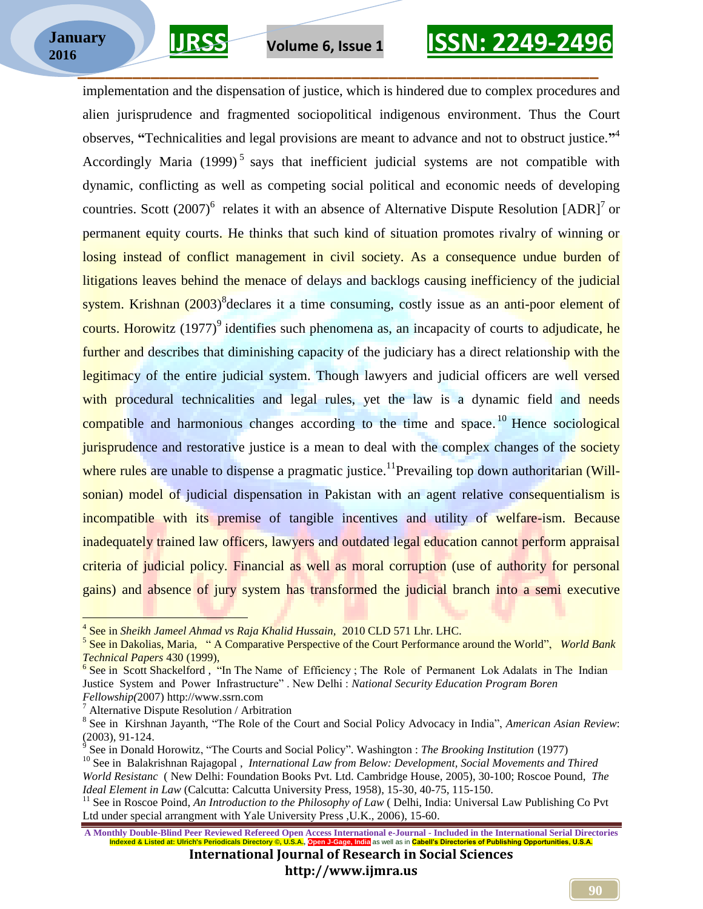implementation and the dispensation of justice, which is hindered due to complex procedures and alien jurisprudence and fragmented sociopolitical indigenous environment. Thus the Court observes, **"**Technicalities and legal provisions are meant to advance and not to obstruct justice.**"**[4] Accordingly Maria (1999)[5] says that inefficient judicial systems are not compatible with dynamic, conflicting as well as competing social political and economic needs of developing countries. Scott (2007)[6] relates it with an absence of Alternative Dispute Resolution [ADR][7] or permanent equity courts. He thinks that such kind of situation promotes rivalry of winning or losing instead of conflict management in civil society. As a consequence undue burden of litigations leaves behind the menace of delays and backlogs causing inefficiency of the judicial system. Krishnan (2003)[8]declares it a time consuming, costly issue as an anti-poor element of courts. Horowitz (1977)[9] identifies such phenomena as, an incapacity of courts to adjudicate, he further and describes that diminishing capacity of the judiciary has a direct relationship with the legitimacy of the entire judicial system. Though lawyers and judicial officers are well versed with procedural technicalities and legal rules, yet the law is a dynamic field and needs compatible and harmonious changes according to the time and space.[10] Hence sociological jurisprudence and restorative justice is a mean to deal with the complex changes of the society where rules are unable to dispense a pragmatic justice.[11]Prevailing top down authoritarian (Will-sonian) model of judicial dispensation in Pakistan with an agent relative consequentialism is incompatible with its premise of tangible incentives and utility of welfare-ism. Because inadequately trained law officers, lawyers and outdated legal education cannot perform appraisal criteria of judicial policy. Financial as well as moral corruption (use of authority for personal gains) and absence of jury system has transformed the judicial branch into a semi executive

---

[4] See in *Sheikh Jameel Ahmad vs Raja Khalid Hussain,* 2010 CLD 571 Lhr. LHC.

[5] See in Dakolias, Maria, " A Comparative Perspective of the Court Performance around the World", *World Bank Technical Papers* 430 (1999),

[6] See in Scott Shackelford , "In The Name of Efficiency ; The Role of Permanent Lok Adalats in The Indian Justice System and Power Infrastructure" . New Delhi : *National Security Education Program Boren Fellowship(*2007) http://www.ssrn.com

[7] Alternative Dispute Resolution / Arbitration

[8] See in Kirshnan Jayanth, "The Role of the Court and Social Policy Advocacy in India", *American Asian Review*: (2003), 91-124.

[9] See in Donald Horowitz, "The Courts and Social Policy". Washington : *The Brooking Institution* (1977)

[10] See in Balakrishnan Rajagopal , *International Law from Below: Development, Social Movements and Thired World Resistanc* ( New Delhi: Foundation Books Pvt. Ltd. Cambridge House, 2005), 30-100; Roscoe Pound, *The Ideal Element in Law* (Calcutta: Calcutta University Press, 1958), 15-30, 40-75, 115-150.

[11] See in Roscoe Poind, *An Introduction to the Philosophy of Law* ( Delhi, India: Universal Law Publishing Co Pvt Ltd under special arrangment with Yale University Press ,U.K., 2006), 15-60.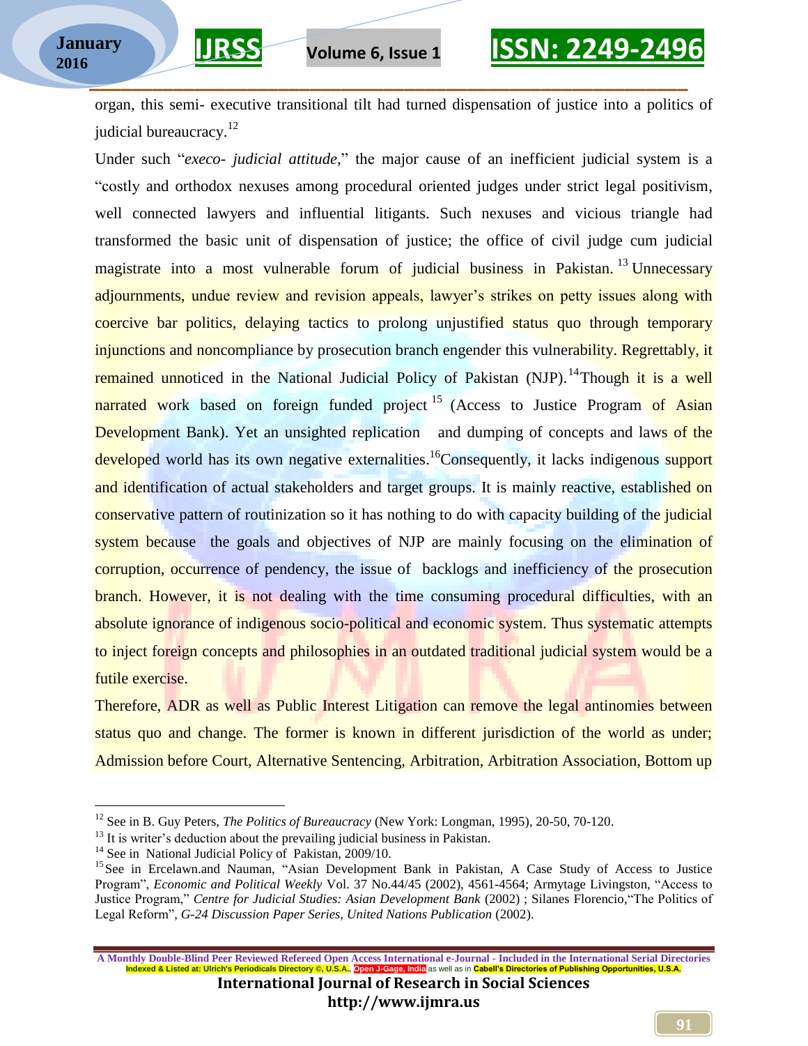organ, this semi- executive transitional tilt had turned dispensation of justice into a politics of judicial bureaucracy.[12]

Under such "*execo- judicial attitude,*" the major cause of an inefficient judicial system is a "costly and orthodox nexuses among procedural oriented judges under strict legal positivism, well connected lawyers and influential litigants. Such nexuses and vicious triangle had transformed the basic unit of dispensation of justice; the office of civil judge cum judicial magistrate into a most vulnerable forum of judicial business in Pakistan. [13] Unnecessary adjournments, undue review and revision appeals, lawyer's strikes on petty issues along with coercive bar politics, delaying tactics to prolong unjustified status quo through temporary injunctions and noncompliance by prosecution branch engender this vulnerability. Regrettably, it remained unnoticed in the National Judicial Policy of Pakistan (NJP).[14]Though it is a well narrated work based on foreign funded project [15] (Access to Justice Program of Asian Development Bank). Yet an unsighted replication and dumping of concepts and laws of the developed world has its own negative externalities.[16]Consequently, it lacks indigenous support and identification of actual stakeholders and target groups. It is mainly reactive, established on conservative pattern of routinization so it has nothing to do with capacity building of the judicial system because the goals and objectives of NJP are mainly focusing on the elimination of corruption, occurrence of pendency, the issue of backlogs and inefficiency of the prosecution branch. However, it is not dealing with the time consuming procedural difficulties, with an absolute ignorance of indigenous socio-political and economic system. Thus systematic attempts to inject foreign concepts and philosophies in an outdated traditional judicial system would be a futile exercise.

Therefore, ADR as well as Public Interest Litigation can remove the legal antinomies between status quo and change. The former is known in different jurisdiction of the world as under; Admission before Court, Alternative Sentencing, Arbitration, Arbitration Association, Bottom up

---

[12] See in B. Guy Peters, *The Politics of Bureaucracy* (New York: Longman, 1995), 20-50, 70-120.

[13] It is writer's deduction about the prevailing judicial business in Pakistan.

[14] See in National Judicial Policy of Pakistan, 2009/10.

[15] See in Ercelawn.and Nauman, "Asian Development Bank in Pakistan, A Case Study of Access to Justice Program", *Economic and Political Weekly* Vol. 37 No.44/45 (2002), 4561-4564; Armytage Livingston, "Access to Justice Program," *Centre for Judicial Studies: Asian Development Bank* (2002) ; Silanes Florencio,"The Politics of Legal Reform", *G-24 Discussion Paper Series, United Nations Publication* (2002).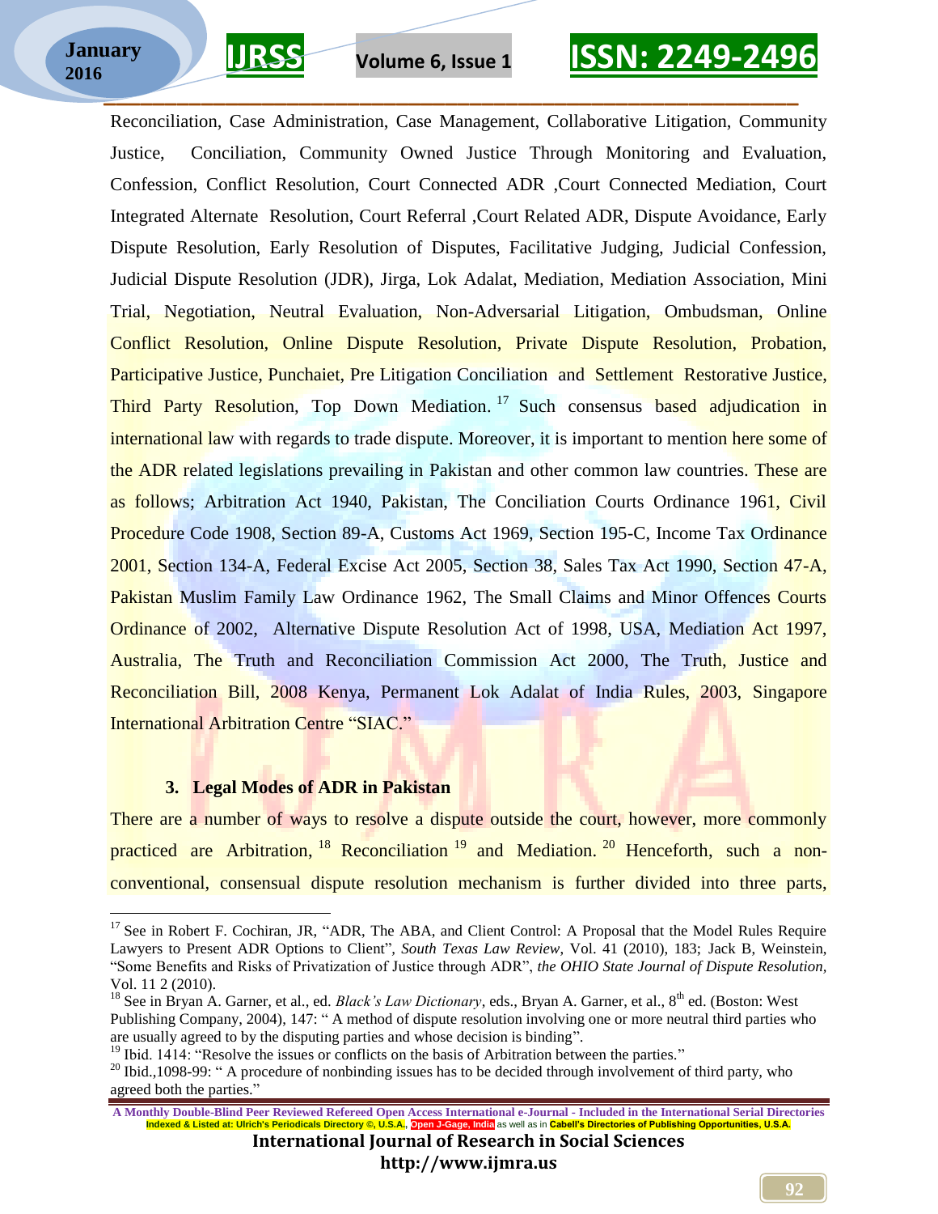Reconciliation, Case Administration, Case Management, Collaborative Litigation, Community Justice, Conciliation, Community Owned Justice Through Monitoring and Evaluation, Confession, Conflict Resolution, Court Connected ADR ,Court Connected Mediation, Court Integrated Alternate Resolution, Court Referral ,Court Related ADR, Dispute Avoidance, Early Dispute Resolution, Early Resolution of Disputes, Facilitative Judging, Judicial Confession, Judicial Dispute Resolution (JDR), Jirga, Lok Adalat, Mediation, Mediation Association, Mini Trial, Negotiation, Neutral Evaluation, Non-Adversarial Litigation, Ombudsman, Online Conflict Resolution, Online Dispute Resolution, Private Dispute Resolution, Probation, Participative Justice, Punchaiet, Pre Litigation Conciliation and Settlement Restorative Justice, Third Party Resolution, Top Down Mediation.[17] Such consensus based adjudication in international law with regards to trade dispute. Moreover, it is important to mention here some of the ADR related legislations prevailing in Pakistan and other common law countries. These are as follows; Arbitration Act 1940, Pakistan, The Conciliation Courts Ordinance 1961, Civil Procedure Code 1908, Section 89-A, Customs Act 1969, Section 195-C, Income Tax Ordinance 2001, Section 134-A, Federal Excise Act 2005, Section 38, Sales Tax Act 1990, Section 47-A, Pakistan Muslim Family Law Ordinance 1962, The Small Claims and Minor Offences Courts Ordinance of 2002, Alternative Dispute Resolution Act of 1998, USA, Mediation Act 1997, Australia, The Truth and Reconciliation Commission Act 2000, The Truth, Justice and Reconciliation Bill, 2008 Kenya, Permanent Lok Adalat of India Rules, 2003, Singapore International Arbitration Centre "SIAC."

### 3. Legal Modes of ADR in Pakistan

There are a number of ways to resolve a dispute outside the court, however, more commonly practiced are Arbitration,[18] Reconciliation[19] and Mediation.[20] Henceforth, such a non-conventional, consensual dispute resolution mechanism is further divided into three parts,

---

[17] See in Robert F. Cochiran, JR, "ADR, The ABA, and Client Control: A Proposal that the Model Rules Require Lawyers to Present ADR Options to Client", *South Texas Law Review*, Vol. 41 (2010), 183; Jack B, Weinstein, "Some Benefits and Risks of Privatization of Justice through ADR", *the OHIO State Journal of Dispute Resolution,* Vol. 11 2 (2010).

[18] See in Bryan A. Garner, et al., ed. *Black's Law Dictionary*, eds., Bryan A. Garner, et al., 8th ed. (Boston: West Publishing Company, 2004), 147: " A method of dispute resolution involving one or more neutral third parties who are usually agreed to by the disputing parties and whose decision is binding".

[19] Ibid. 1414: "Resolve the issues or conflicts on the basis of Arbitration between the parties."

[20] Ibid.,1098-99: " A procedure of nonbinding issues has to be decided through involvement of third party, who agreed both the parties."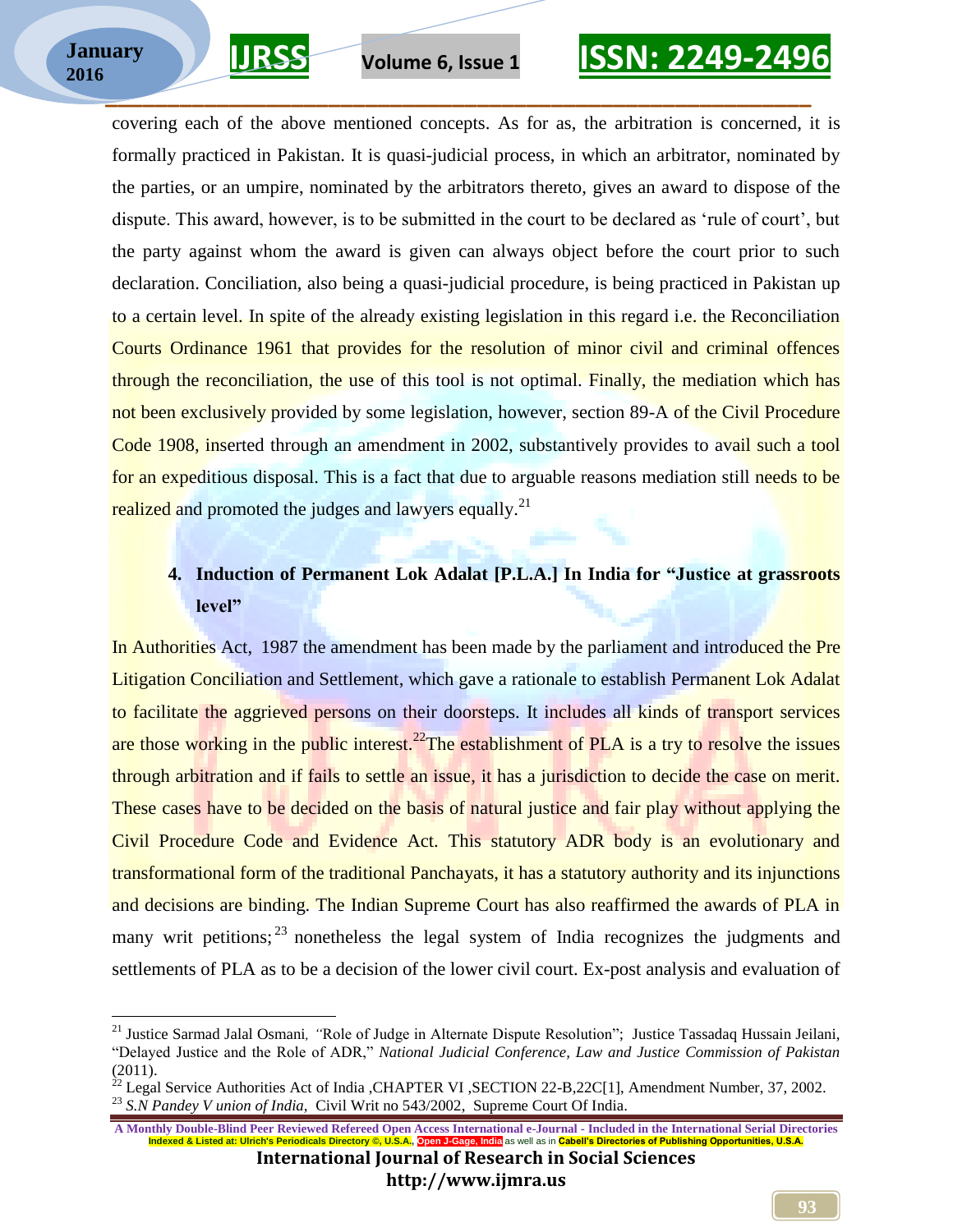covering each of the above mentioned concepts. As for as, the arbitration is concerned, it is formally practiced in Pakistan. It is quasi-judicial process, in which an arbitrator, nominated by the parties, or an umpire, nominated by the arbitrators thereto, gives an award to dispose of the dispute. This award, however, is to be submitted in the court to be declared as 'rule of court', but the party against whom the award is given can always object before the court prior to such declaration. Conciliation, also being a quasi-judicial procedure, is being practiced in Pakistan up to a certain level. In spite of the already existing legislation in this regard i.e. the Reconciliation Courts Ordinance 1961 that provides for the resolution of minor civil and criminal offences through the reconciliation, the use of this tool is not optimal. Finally, the mediation which has not been exclusively provided by some legislation, however, section 89-A of the Civil Procedure Code 1908, inserted through an amendment in 2002, substantively provides to avail such a tool for an expeditious disposal. This is a fact that due to arguable reasons mediation still needs to be realized and promoted the judges and lawyers equally.[21]

## 4. Induction of Permanent Lok Adalat [P.L.A.] In India for "Justice at grassroots level"

In Authorities Act, 1987 the amendment has been made by the parliament and introduced the Pre Litigation Conciliation and Settlement, which gave a rationale to establish Permanent Lok Adalat to facilitate the aggrieved persons on their doorsteps. It includes all kinds of transport services are those working in the public interest.[22]The establishment of PLA is a try to resolve the issues through arbitration and if fails to settle an issue, it has a jurisdiction to decide the case on merit. These cases have to be decided on the basis of natural justice and fair play without applying the Civil Procedure Code and Evidence Act. This statutory ADR body is an evolutionary and transformational form of the traditional Panchayats, it has a statutory authority and its injunctions and decisions are binding. The Indian Supreme Court has also reaffirmed the awards of PLA in many writ petitions;[23] nonetheless the legal system of India recognizes the judgments and settlements of PLA as to be a decision of the lower civil court. Ex-post analysis and evaluation of

---

[21] Justice Sarmad Jalal Osmani, *"*Role of Judge in Alternate Dispute Resolution"; Justice Tassadaq Hussain Jeilani, "Delayed Justice and the Role of ADR," *National Judicial Conference, Law and Justice Commission of Pakistan* (2011).

[22] Legal Service Authorities Act of India ,CHAPTER VI ,SECTION 22-B,22C[1], Amendment Number, 37, 2002.

[23] *S.N Pandey V union of India,* Civil Writ no 543/2002, Supreme Court Of India.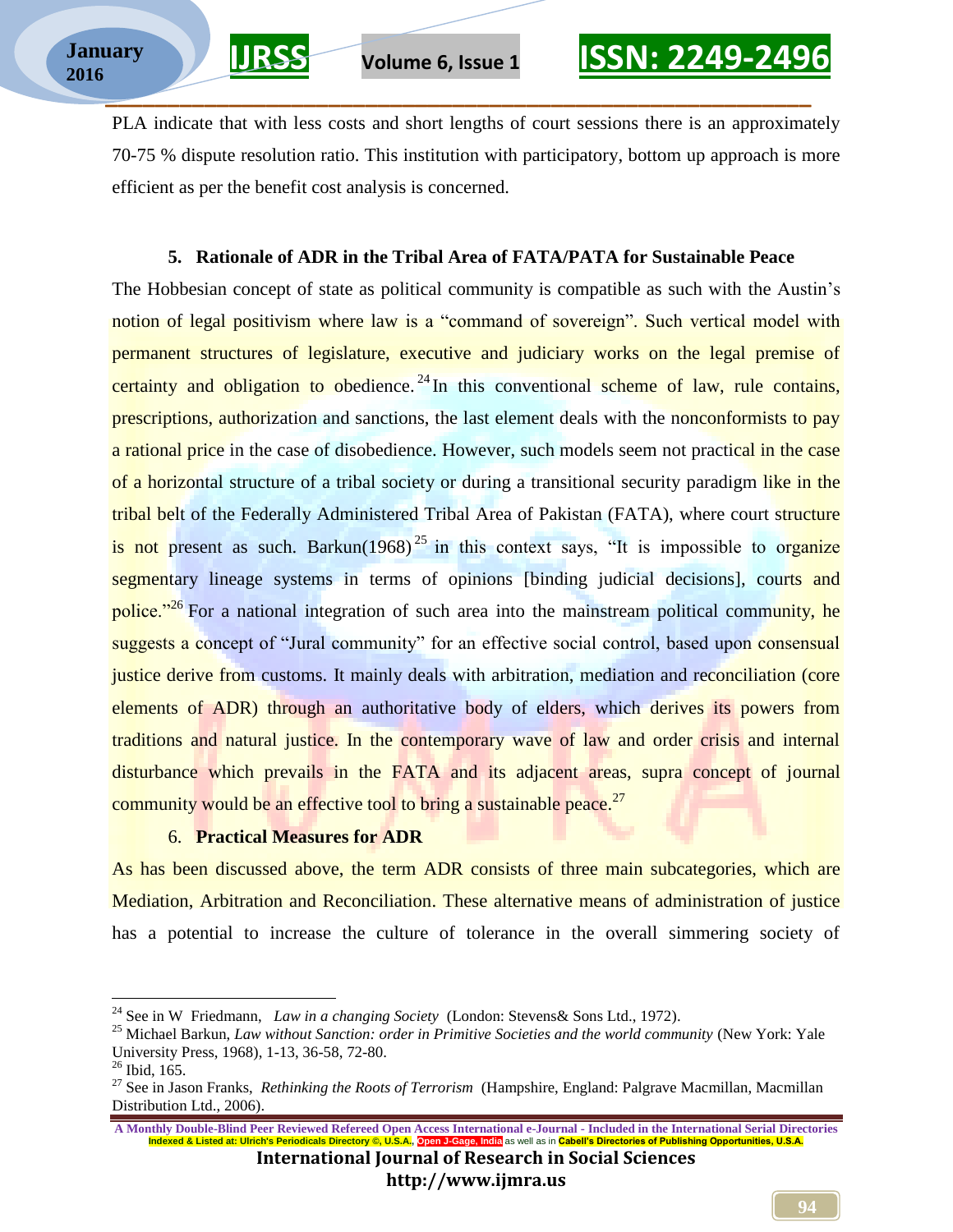PLA indicate that with less costs and short lengths of court sessions there is an approximately 70-75 % dispute resolution ratio. This institution with participatory, bottom up approach is more efficient as per the benefit cost analysis is concerned.

## 5. Rationale of ADR in the Tribal Area of FATA/PATA for Sustainable Peace

The Hobbesian concept of state as political community is compatible as such with the Austin's notion of legal positivism where law is a "command of sovereign". Such vertical model with permanent structures of legislature, executive and judiciary works on the legal premise of certainty and obligation to obedience.[24] In this conventional scheme of law, rule contains, prescriptions, authorization and sanctions, the last element deals with the nonconformists to pay a rational price in the case of disobedience. However, such models seem not practical in the case of a horizontal structure of a tribal society or during a transitional security paradigm like in the tribal belt of the Federally Administered Tribal Area of Pakistan (FATA), where court structure is not present as such. Barkun(1968)[25] in this context says, "It is impossible to organize segmentary lineage systems in terms of opinions [binding judicial decisions], courts and police."[26] For a national integration of such area into the mainstream political community, he suggests a concept of "Jural community" for an effective social control, based upon consensual justice derive from customs. It mainly deals with arbitration, mediation and reconciliation (core elements of ADR) through an authoritative body of elders, which derives its powers from traditions and natural justice. In the contemporary wave of law and order crisis and internal disturbance which prevails in the FATA and its adjacent areas, supra concept of journal community would be an effective tool to bring a sustainable peace.[27]

## 6. Practical Measures for ADR

As has been discussed above, the term ADR consists of three main subcategories, which are Mediation, Arbitration and Reconciliation. These alternative means of administration of justice has a potential to increase the culture of tolerance in the overall simmering society of

---

[24] See in W Friedmann, *Law in a changing Society* (London: Stevens& Sons Ltd., 1972).

[25] Michael Barkun, *Law without Sanction: order in Primitive Societies and the world community* (New York: Yale University Press, 1968), 1-13, 36-58, 72-80.

[26] Ibid, 165.

[27] See in Jason Franks, *Rethinking the Roots of Terrorism* (Hampshire, England: Palgrave Macmillan, Macmillan Distribution Ltd., 2006).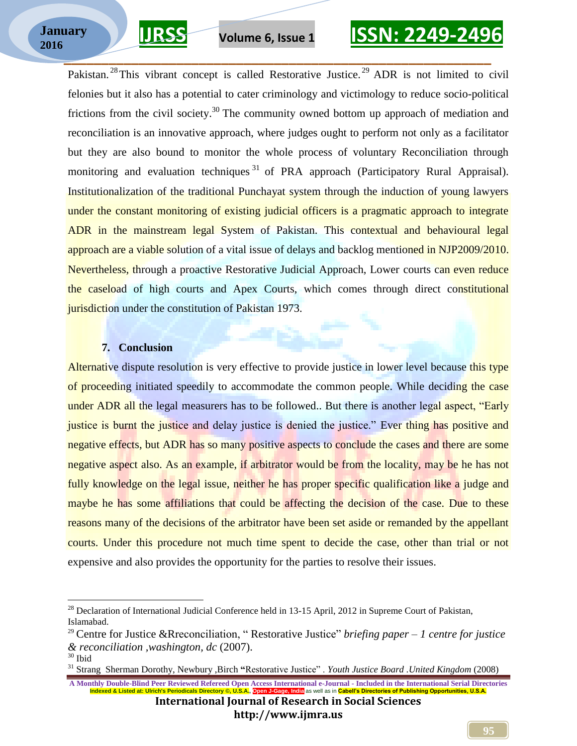Pakistan.[28] This vibrant concept is called Restorative Justice.[29] ADR is not limited to civil felonies but it also has a potential to cater criminology and victimology to reduce socio-political frictions from the civil society.[30] The community owned bottom up approach of mediation and reconciliation is an innovative approach, where judges ought to perform not only as a facilitator but they are also bound to monitor the whole process of voluntary Reconciliation through monitoring and evaluation techniques[31] of PRA approach (Participatory Rural Appraisal). Institutionalization of the traditional Punchayat system through the induction of young lawyers under the constant monitoring of existing judicial officers is a pragmatic approach to integrate ADR in the mainstream legal System of Pakistan. This contextual and behavioural legal approach are a viable solution of a vital issue of delays and backlog mentioned in NJP2009/2010. Nevertheless, through a proactive Restorative Judicial Approach, Lower courts can even reduce the caseload of high courts and Apex Courts, which comes through direct constitutional jurisdiction under the constitution of Pakistan 1973.

## 7. Conclusion

Alternative dispute resolution is very effective to provide justice in lower level because this type of proceeding initiated speedily to accommodate the common people. While deciding the case under ADR all the legal measurers has to be followed.. But there is another legal aspect, "Early justice is burnt the justice and delay justice is denied the justice." Ever thing has positive and negative effects, but ADR has so many positive aspects to conclude the cases and there are some negative aspect also. As an example, if arbitrator would be from the locality, may be he has not fully knowledge on the legal issue, neither he has proper specific qualification like a judge and maybe he has some affiliations that could be affecting the decision of the case. Due to these reasons many of the decisions of the arbitrator have been set aside or remanded by the appellant courts. Under this procedure not much time spent to decide the case, other than trial or not expensive and also provides the opportunity for the parties to resolve their issues.

---

[28] Declaration of International Judicial Conference held in 13-15 April, 2012 in Supreme Court of Pakistan, Islamabad.

[29] Centre for Justice &Rreconciliation, " Restorative Justice" *briefing paper – 1 centre for justice & reconciliation ,washington, dc* (2007).

[30] Ibid

[31] Strang Sherman Dorothy, Newbury ,Birch **"**Restorative Justice" . *Youth Justice Board .United Kingdom* (2008)